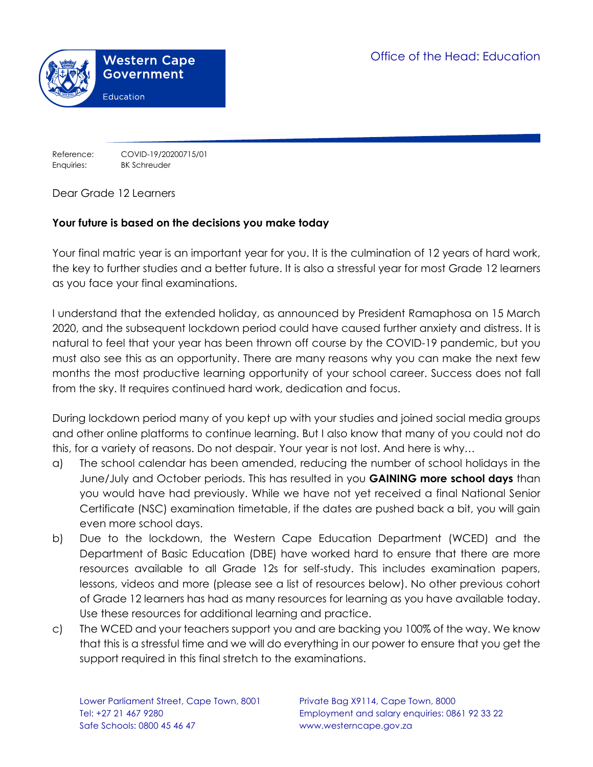Western Cape Government

Education

Office of the Head: Education

Reference: COVID-19/20200715/01
Enquiries: BK Schreuder

Dear Grade 12 Learners

**Your future is based on the decisions you make today**

Your final matric year is an important year for you. It is the culmination of 12 years of hard work, the key to further studies and a better future. It is also a stressful year for most Grade 12 learners as you face your final examinations.

I understand that the extended holiday, as announced by President Ramaphosa on 15 March 2020, and the subsequent lockdown period could have caused further anxiety and distress. It is natural to feel that your year has been thrown off course by the COVID-19 pandemic, but you must also see this as an opportunity. There are many reasons why you can make the next few months the most productive learning opportunity of your school career. Success does not fall from the sky. It requires continued hard work, dedication and focus.

During lockdown period many of you kept up with your studies and joined social media groups and other online platforms to continue learning. But I also know that many of you could not do this, for a variety of reasons. Do not despair. Your year is not lost. And here is why…

a) The school calendar has been amended, reducing the number of school holidays in the June/July and October periods. This has resulted in you **GAINING more school days** than you would have had previously. While we have not yet received a final National Senior Certificate (NSC) examination timetable, if the dates are pushed back a bit, you will gain even more school days.
b) Due to the lockdown, the Western Cape Education Department (WCED) and the Department of Basic Education (DBE) have worked hard to ensure that there are more resources available to all Grade 12s for self-study. This includes examination papers, lessons, videos and more (please see a list of resources below). No other previous cohort of Grade 12 learners has had as many resources for learning as you have available today. Use these resources for additional learning and practice.
c) The WCED and your teachers support you and are backing you 100% of the way. We know that this is a stressful time and we will do everything in our power to ensure that you get the support required in this final stretch to the examinations.

Lower Parliament Street, Cape Town, 8001
Tel: +27 21 467 9280
Safe Schools: 0800 45 46 47

Private Bag X9114, Cape Town, 8000
Employment and salary enquiries: 0861 92 33 22
www.westerncape.gov.za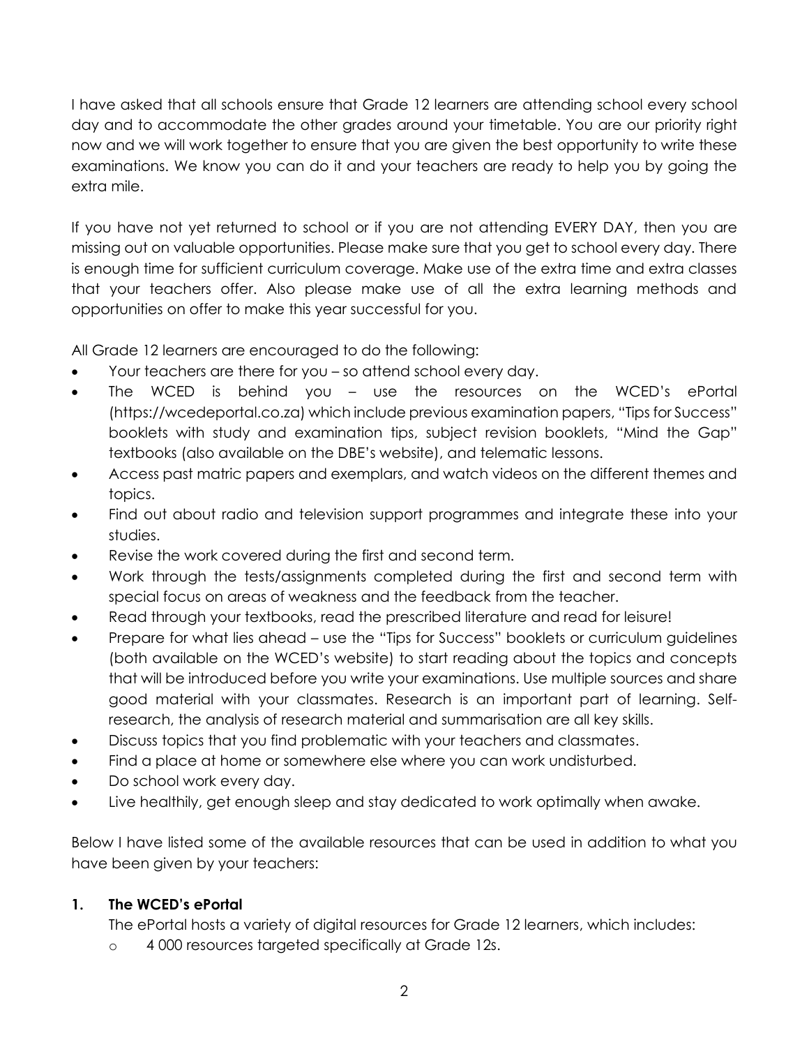I have asked that all schools ensure that Grade 12 learners are attending school every school day and to accommodate the other grades around your timetable. You are our priority right now and we will work together to ensure that you are given the best opportunity to write these examinations. We know you can do it and your teachers are ready to help you by going the extra mile.

If you have not yet returned to school or if you are not attending EVERY DAY, then you are missing out on valuable opportunities. Please make sure that you get to school every day. There is enough time for sufficient curriculum coverage. Make use of the extra time and extra classes that your teachers offer. Also please make use of all the extra learning methods and opportunities on offer to make this year successful for you.

All Grade 12 learners are encouraged to do the following:

- Your teachers are there for you – so attend school every day.
- The WCED is behind you – use the resources on the WCED's ePortal (https://wcedeportal.co.za) which include previous examination papers, "Tips for Success" booklets with study and examination tips, subject revision booklets, "Mind the Gap" textbooks (also available on the DBE's website), and telematic lessons.
- Access past matric papers and exemplars, and watch videos on the different themes and topics.
- Find out about radio and television support programmes and integrate these into your studies.
- Revise the work covered during the first and second term.
- Work through the tests/assignments completed during the first and second term with special focus on areas of weakness and the feedback from the teacher.
- Read through your textbooks, read the prescribed literature and read for leisure!
- Prepare for what lies ahead – use the "Tips for Success" booklets or curriculum guidelines (both available on the WCED's website) to start reading about the topics and concepts that will be introduced before you write your examinations. Use multiple sources and share good material with your classmates. Research is an important part of learning. Self-research, the analysis of research material and summarisation are all key skills.
- Discuss topics that you find problematic with your teachers and classmates.
- Find a place at home or somewhere else where you can work undisturbed.
- Do school work every day.
- Live healthily, get enough sleep and stay dedicated to work optimally when awake.

Below I have listed some of the available resources that can be used in addition to what you have been given by your teachers:

**1. The WCED's ePortal**

The ePortal hosts a variety of digital resources for Grade 12 learners, which includes:

- 4 000 resources targeted specifically at Grade 12s.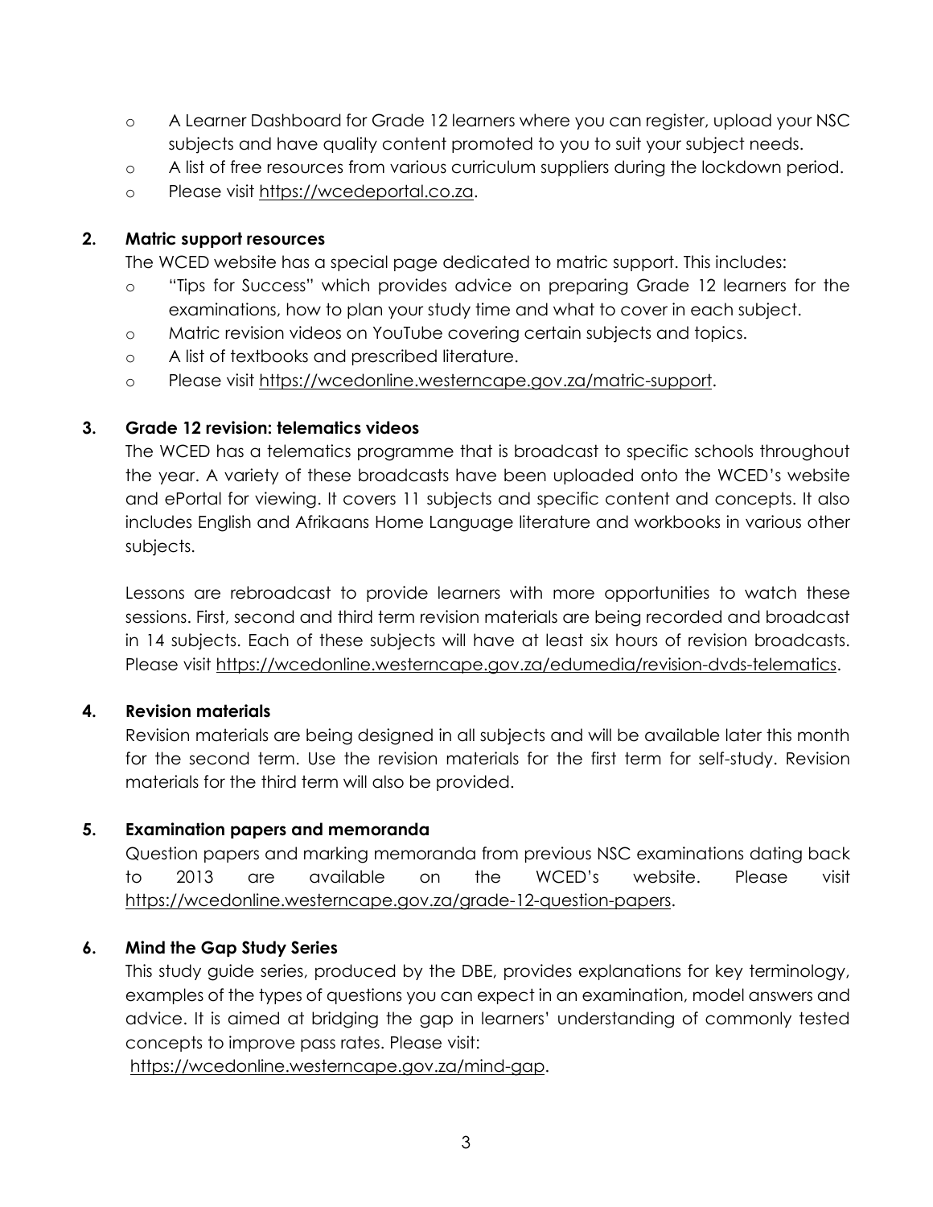- A Learner Dashboard for Grade 12 learners where you can register, upload your NSC subjects and have quality content promoted to you to suit your subject needs.
- A list of free resources from various curriculum suppliers during the lockdown period.
- Please visit https://wcedeportal.co.za.

**2. Matric support resources**

The WCED website has a special page dedicated to matric support. This includes:

- "Tips for Success" which provides advice on preparing Grade 12 learners for the examinations, how to plan your study time and what to cover in each subject.
- Matric revision videos on YouTube covering certain subjects and topics.
- A list of textbooks and prescribed literature.
- Please visit https://wcedonline.westerncape.gov.za/matric-support.

**3. Grade 12 revision: telematics videos**

The WCED has a telematics programme that is broadcast to specific schools throughout the year. A variety of these broadcasts have been uploaded onto the WCED's website and ePortal for viewing. It covers 11 subjects and specific content and concepts. It also includes English and Afrikaans Home Language literature and workbooks in various other subjects.

Lessons are rebroadcast to provide learners with more opportunities to watch these sessions. First, second and third term revision materials are being recorded and broadcast in 14 subjects. Each of these subjects will have at least six hours of revision broadcasts. Please visit https://wcedonline.westerncape.gov.za/edumedia/revision-dvds-telematics.

**4. Revision materials**

Revision materials are being designed in all subjects and will be available later this month for the second term. Use the revision materials for the first term for self-study. Revision materials for the third term will also be provided.

**5. Examination papers and memoranda**

Question papers and marking memoranda from previous NSC examinations dating back to 2013 are available on the WCED's website. Please visit https://wcedonline.westerncape.gov.za/grade-12-question-papers.

**6. Mind the Gap Study Series**

This study guide series, produced by the DBE, provides explanations for key terminology, examples of the types of questions you can expect in an examination, model answers and advice. It is aimed at bridging the gap in learners' understanding of commonly tested concepts to improve pass rates. Please visit:
https://wcedonline.westerncape.gov.za/mind-gap.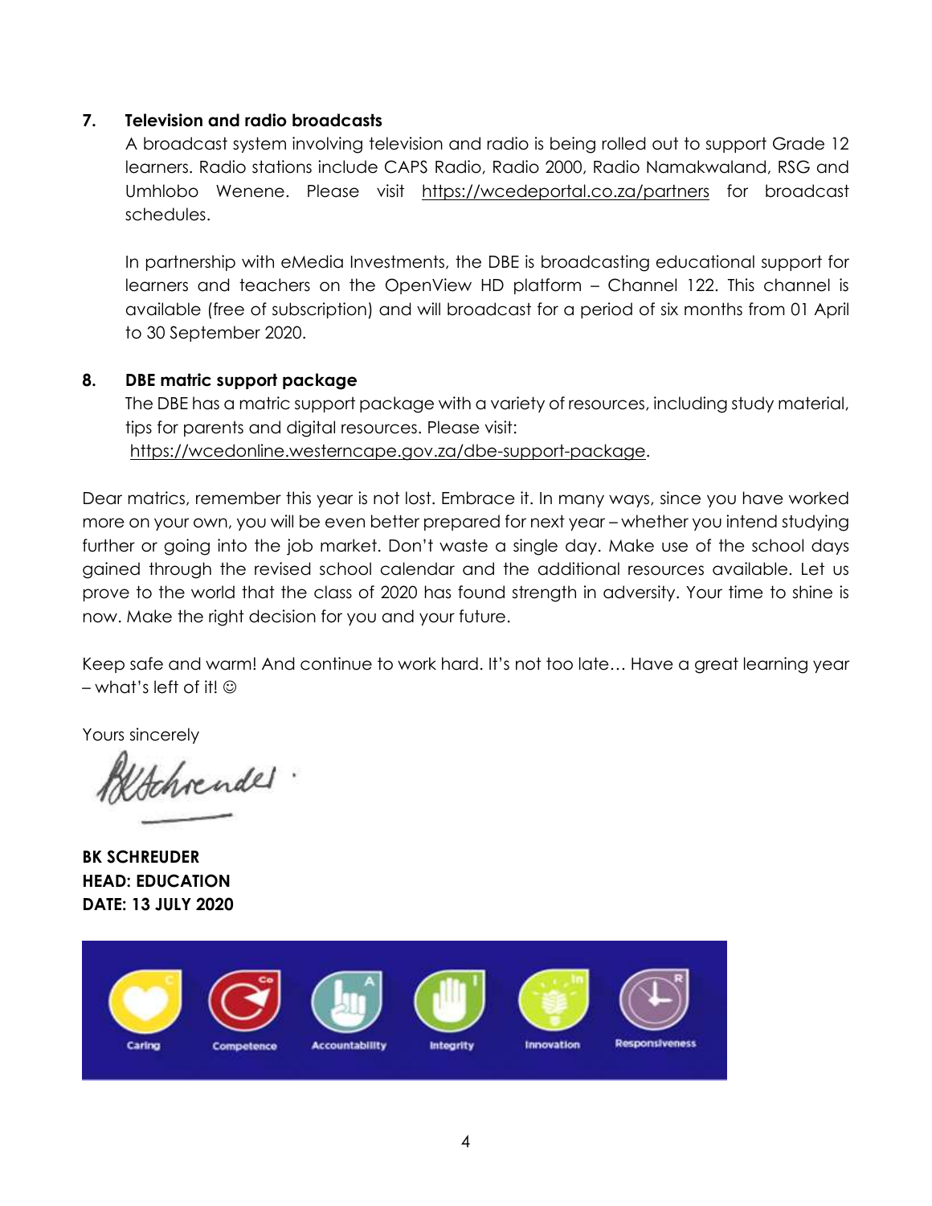**7. Television and radio broadcasts**

A broadcast system involving television and radio is being rolled out to support Grade 12 learners. Radio stations include CAPS Radio, Radio 2000, Radio Namakwaland, RSG and Umhlobo Wenene. Please visit https://wcedeportal.co.za/partners for broadcast schedules.

In partnership with eMedia Investments, the DBE is broadcasting educational support for learners and teachers on the OpenView HD platform – Channel 122. This channel is available (free of subscription) and will broadcast for a period of six months from 01 April to 30 September 2020.

**8. DBE matric support package**

The DBE has a matric support package with a variety of resources, including study material, tips for parents and digital resources. Please visit:
https://wcedonline.westerncape.gov.za/dbe-support-package.

Dear matrics, remember this year is not lost. Embrace it. In many ways, since you have worked more on your own, you will be even better prepared for next year – whether you intend studying further or going into the job market. Don't waste a single day. Make use of the school days gained through the revised school calendar and the additional resources available. Let us prove to the world that the class of 2020 has found strength in adversity. Your time to shine is now. Make the right decision for you and your future.

Keep safe and warm! And continue to work hard. It's not too late… Have a great learning year – what's left of it! ☺

Yours sincerely

**BK SCHREUDER**
**HEAD: EDUCATION**
**DATE: 13 JULY 2020**

Caring Competence Accountability Integrity Innovation Responsiveness